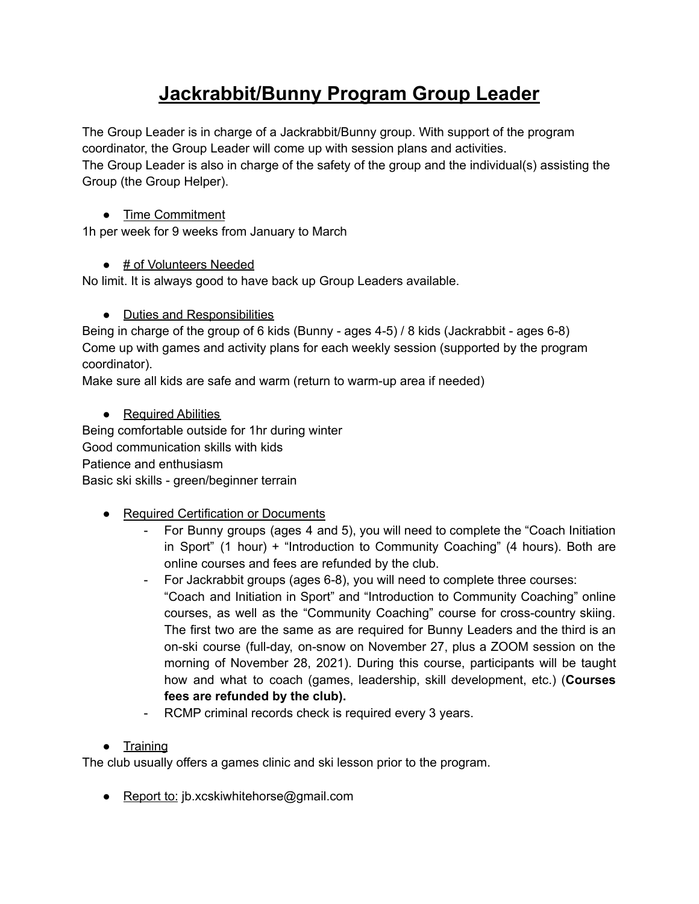# Jackrabbit/Bunny Program Group Leader

The Group Leader is in charge of a Jackrabbit/Bunny group. With support of the program coordinator, the Group Leader will come up with session plans and activities.
The Group Leader is also in charge of the safety of the group and the individual(s) assisting the Group (the Group Helper).

- Time Commitment

1h per week for 9 weeks from January to March

- # of Volunteers Needed

No limit. It is always good to have back up Group Leaders available.

- Duties and Responsibilities

Being in charge of the group of 6 kids (Bunny - ages 4-5) / 8 kids (Jackrabbit - ages 6-8)
Come up with games and activity plans for each weekly session (supported by the program coordinator).
Make sure all kids are safe and warm (return to warm-up area if needed)

- Required Abilities

Being comfortable outside for 1hr during winter
Good communication skills with kids
Patience and enthusiasm
Basic ski skills - green/beginner terrain

- Required Certification or Documents
    - For Bunny groups (ages 4 and 5), you will need to complete the "Coach Initiation in Sport" (1 hour) + "Introduction to Community Coaching" (4 hours). Both are online courses and fees are refunded by the club.
    - For Jackrabbit groups (ages 6-8), you will need to complete three courses: "Coach and Initiation in Sport" and "Introduction to Community Coaching" online courses, as well as the "Community Coaching" course for cross-country skiing. The first two are the same as are required for Bunny Leaders and the third is an on-ski course (full-day, on-snow on November 27, plus a ZOOM session on the morning of November 28, 2021). During this course, participants will be taught how and what to coach (games, leadership, skill development, etc.) (**Courses fees are refunded by the club).**
    - RCMP criminal records check is required every 3 years.

- Training

The club usually offers a games clinic and ski lesson prior to the program.

- Report to: jb.xcskiwhitehorse@gmail.com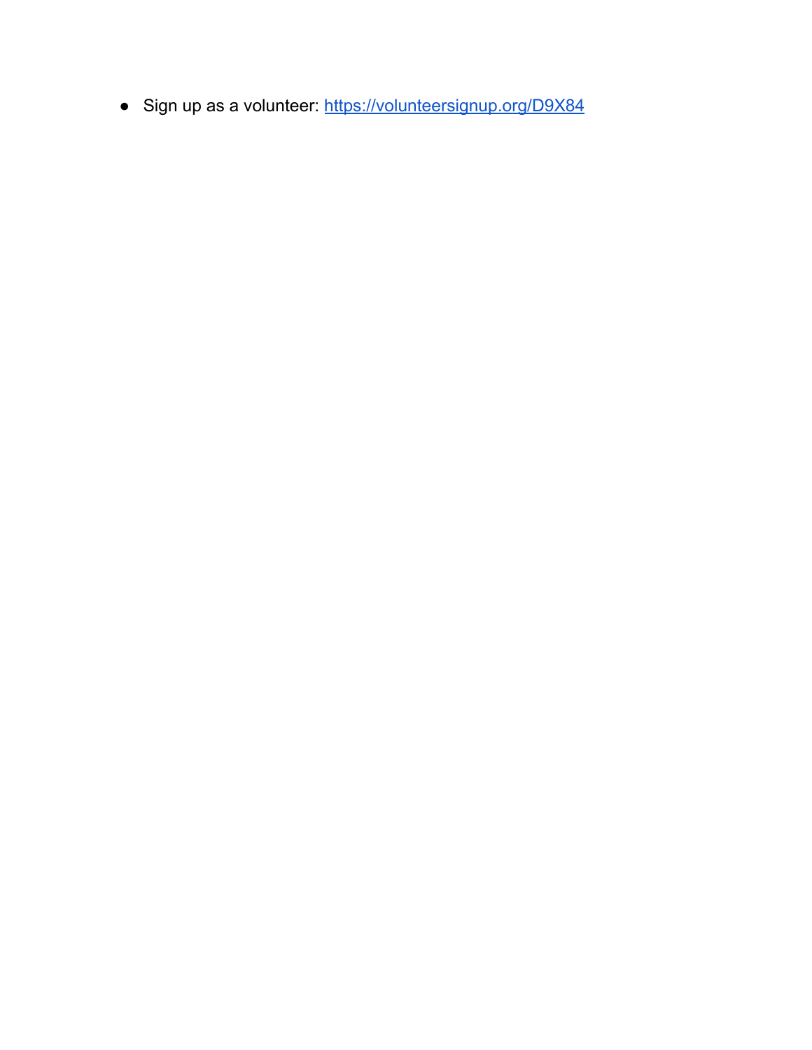- Sign up as a volunteer: [https://volunteersignup.org/D9X84](https://volunteersignup.org/D9X84)